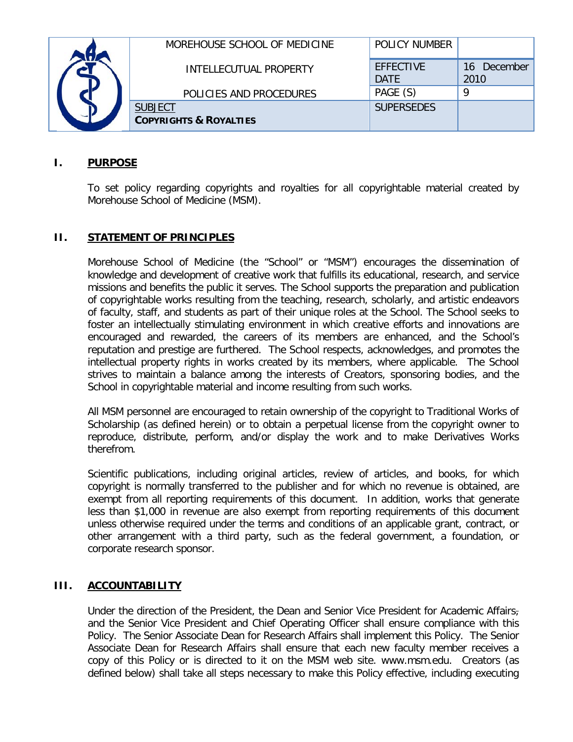| MOREHOUSE SCHOOL OF MEDICINE | POLICY NUMBER | |
|---|---|---|
| INTELLECUTUAL PROPERTY | EFFECTIVE DATE | 16 December 2010 |
| POLICIES AND PROCEDURES | PAGE (S) | 9 |
| SUBJECT **COPYRIGHTS & ROYALTIES** | SUPERSEDES | |

## I. PURPOSE

To set policy regarding copyrights and royalties for all copyrightable material created by Morehouse School of Medicine (MSM).

## II. STATEMENT OF PRINCIPLES

Morehouse School of Medicine (the "School" or "MSM") encourages the dissemination of knowledge and development of creative work that fulfills its educational, research, and service missions and benefits the public it serves. The School supports the preparation and publication of copyrightable works resulting from the teaching, research, scholarly, and artistic endeavors of faculty, staff, and students as part of their unique roles at the School. The School seeks to foster an intellectually stimulating environment in which creative efforts and innovations are encouraged and rewarded, the careers of its members are enhanced, and the School's reputation and prestige are furthered. The School respects, acknowledges, and promotes the intellectual property rights in works created by its members, where applicable. The School strives to maintain a balance among the interests of Creators, sponsoring bodies, and the School in copyrightable material and income resulting from such works.

All MSM personnel are encouraged to retain ownership of the copyright to Traditional Works of Scholarship (as defined herein) or to obtain a perpetual license from the copyright owner to reproduce, distribute, perform, and/or display the work and to make Derivatives Works therefrom.

Scientific publications, including original articles, review of articles, and books, for which copyright is normally transferred to the publisher and for which no revenue is obtained, are exempt from all reporting requirements of this document. In addition, works that generate less than $1,000 in revenue are also exempt from reporting requirements of this document unless otherwise required under the terms and conditions of an applicable grant, contract, or other arrangement with a third party, such as the federal government, a foundation, or corporate research sponsor.

## III. ACCOUNTABILITY

Under the direction of the President, the Dean and Senior Vice President for Academic Affairs, and the Senior Vice President and Chief Operating Officer shall ensure compliance with this Policy. The Senior Associate Dean for Research Affairs shall implement this Policy. The Senior Associate Dean for Research Affairs shall ensure that each new faculty member receives a copy of this Policy or is directed to it on the MSM web site. www.msm.edu. Creators (as defined below) shall take all steps necessary to make this Policy effective, including executing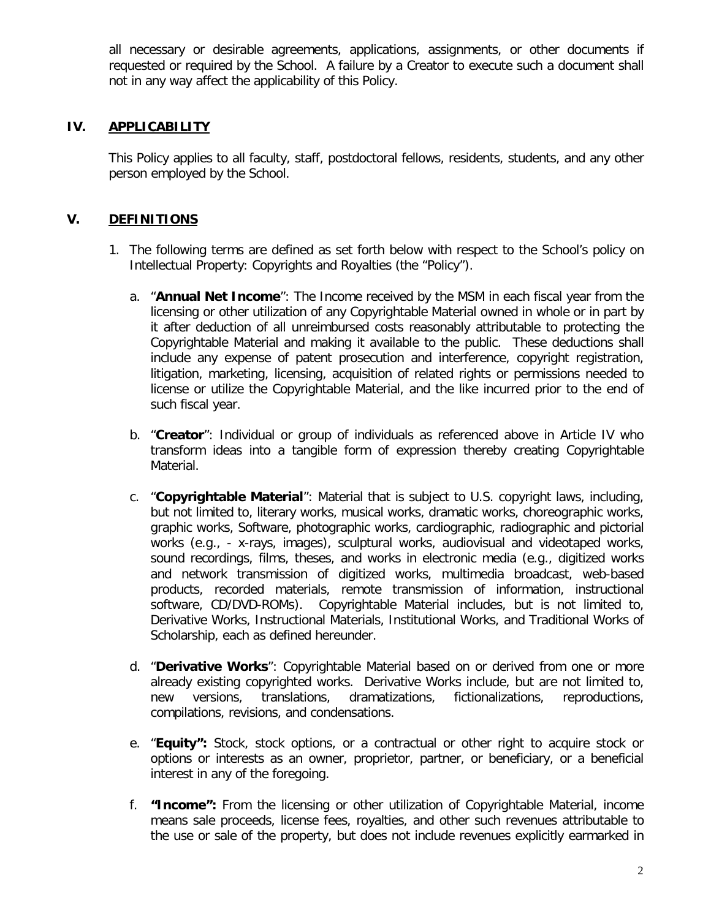all necessary or desirable agreements, applications, assignments, or other documents if requested or required by the School. A failure by a Creator to execute such a document shall not in any way affect the applicability of this Policy.

## IV. APPLICABILITY

This Policy applies to all faculty, staff, postdoctoral fellows, residents, students, and any other person employed by the School.

## V. DEFINITIONS

1. The following terms are defined as set forth below with respect to the School's policy on Intellectual Property: Copyrights and Royalties (the "Policy").

   a. "**Annual Net Income**": The Income received by the MSM in each fiscal year from the licensing or other utilization of any Copyrightable Material owned in whole or in part by it after deduction of all unreimbursed costs reasonably attributable to protecting the Copyrightable Material and making it available to the public. These deductions shall include any expense of patent prosecution and interference, copyright registration, litigation, marketing, licensing, acquisition of related rights or permissions needed to license or utilize the Copyrightable Material, and the like incurred prior to the end of such fiscal year.

   b. "**Creator**": Individual or group of individuals as referenced above in Article IV who transform ideas into a tangible form of expression thereby creating Copyrightable Material.

   c. "**Copyrightable Material**": Material that is subject to U.S. copyright laws, including, but not limited to, literary works, musical works, dramatic works, choreographic works, graphic works, Software, photographic works, cardiographic, radiographic and pictorial works (e.g., - x-rays, images), sculptural works, audiovisual and videotaped works, sound recordings, films, theses, and works in electronic media (e.g., digitized works and network transmission of digitized works, multimedia broadcast, web-based products, recorded materials, remote transmission of information, instructional software, CD/DVD-ROMs). Copyrightable Material includes, but is not limited to, Derivative Works, Instructional Materials, Institutional Works, and Traditional Works of Scholarship, each as defined hereunder.

   d. "**Derivative Works**": Copyrightable Material based on or derived from one or more already existing copyrighted works. Derivative Works include, but are not limited to, new versions, translations, dramatizations, fictionalizations, reproductions, compilations, revisions, and condensations.

   e. "**Equity":** Stock, stock options, or a contractual or other right to acquire stock or options or interests as an owner, proprietor, partner, or beneficiary, or a beneficial interest in any of the foregoing.

   f. **"Income":** From the licensing or other utilization of Copyrightable Material, income means sale proceeds, license fees, royalties, and other such revenues attributable to the use or sale of the property, but does not include revenues explicitly earmarked in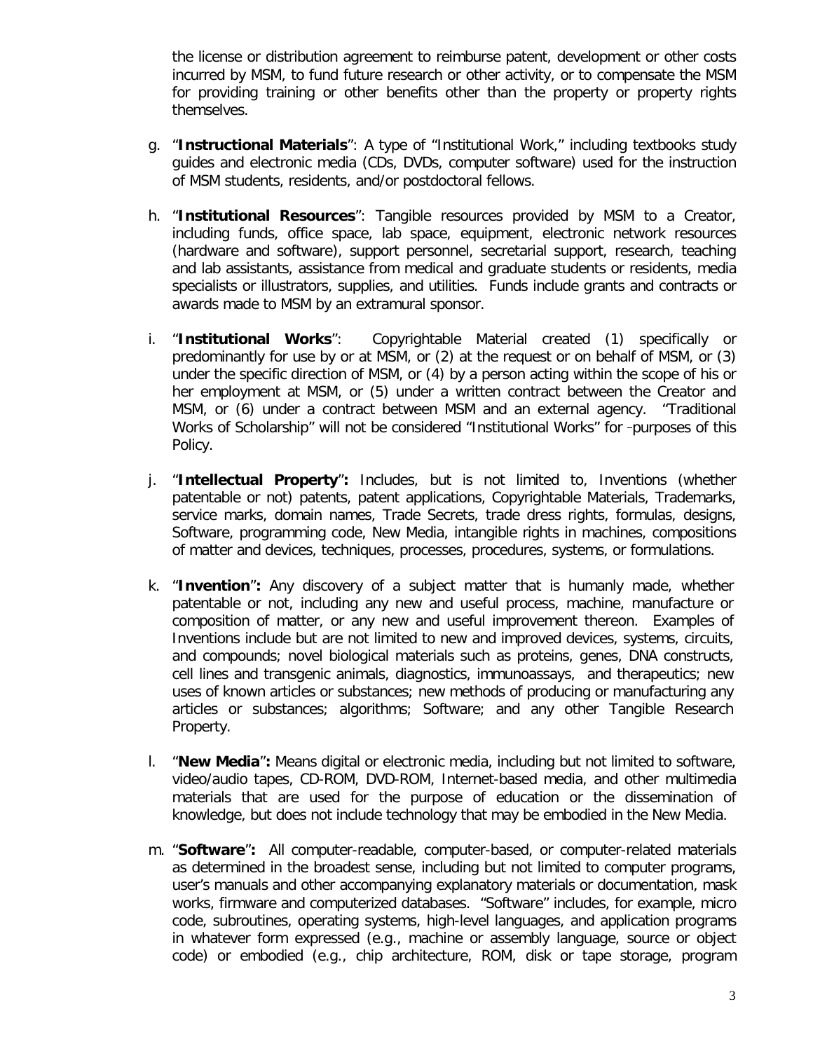the license or distribution agreement to reimburse patent, development or other costs incurred by MSM, to fund future research or other activity, or to compensate the MSM for providing training or other benefits other than the property or property rights themselves.

g. "**Instructional Materials**": A type of "Institutional Work," including textbooks study guides and electronic media (CDs, DVDs, computer software) used for the instruction of MSM students, residents, and/or postdoctoral fellows.

h. "**Institutional Resources**": Tangible resources provided by MSM to a Creator, including funds, office space, lab space, equipment, electronic network resources (hardware and software), support personnel, secretarial support, research, teaching and lab assistants, assistance from medical and graduate students or residents, media specialists or illustrators, supplies, and utilities. Funds include grants and contracts or awards made to MSM by an extramural sponsor.

i. "**Institutional Works**": Copyrightable Material created (1) specifically or predominantly for use by or at MSM, or (2) at the request or on behalf of MSM, or (3) under the specific direction of MSM, or (4) by a person acting within the scope of his or her employment at MSM, or (5) under a written contract between the Creator and MSM, or (6) under a contract between MSM and an external agency. "Traditional Works of Scholarship" will not be considered "Institutional Works" for purposes of this Policy.

j. "**Intellectual Property**"**:** Includes, but is not limited to, Inventions (whether patentable or not) patents, patent applications, Copyrightable Materials, Trademarks, service marks, domain names, Trade Secrets, trade dress rights, formulas, designs, Software, programming code, New Media, intangible rights in machines, compositions of matter and devices, techniques, processes, procedures, systems, or formulations.

k. "**Invention**"**:** Any discovery of a subject matter that is humanly made, whether patentable or not, including any new and useful process, machine, manufacture or composition of matter, or any new and useful improvement thereon. Examples of Inventions include but are not limited to new and improved devices, systems, circuits, and compounds; novel biological materials such as proteins, genes, DNA constructs, cell lines and transgenic animals, diagnostics, immunoassays, and therapeutics; new uses of known articles or substances; new methods of producing or manufacturing any articles or substances; algorithms; Software; and any other Tangible Research Property.

l. "**New Media**"**:** Means digital or electronic media, including but not limited to software, video/audio tapes, CD-ROM, DVD-ROM, Internet-based media, and other multimedia materials that are used for the purpose of education or the dissemination of knowledge, but does not include technology that may be embodied in the New Media.

m. "**Software**"**:** All computer-readable, computer-based, or computer-related materials as determined in the broadest sense, including but not limited to computer programs, user's manuals and other accompanying explanatory materials or documentation, mask works, firmware and computerized databases. "Software" includes, for example, micro code, subroutines, operating systems, high-level languages, and application programs in whatever form expressed (e.g., machine or assembly language, source or object code) or embodied (e.g., chip architecture, ROM, disk or tape storage, program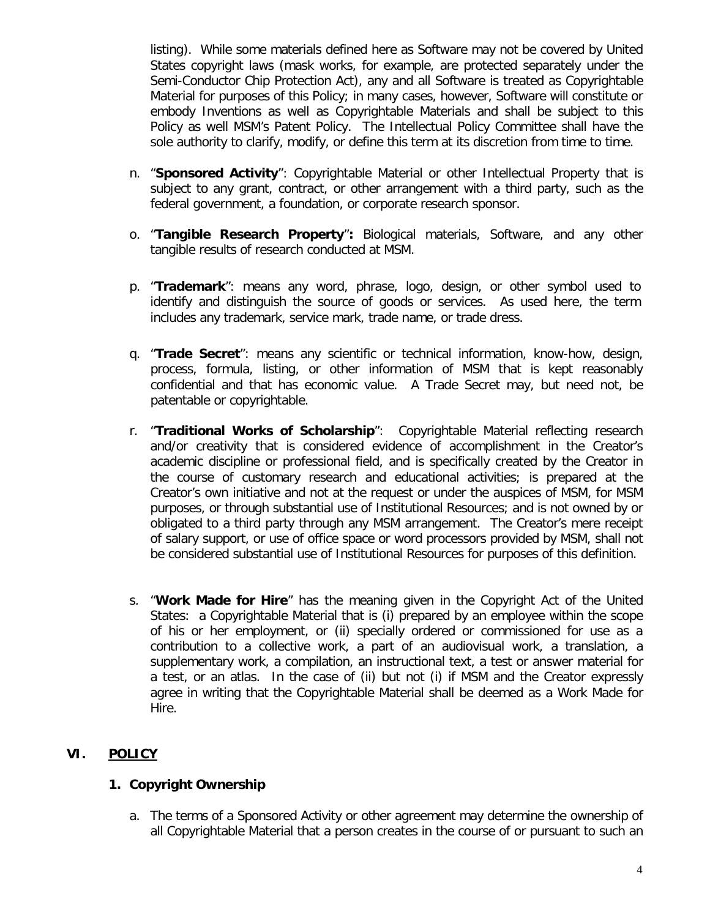listing). While some materials defined here as Software may not be covered by United States copyright laws (mask works, for example, are protected separately under the Semi-Conductor Chip Protection Act), any and all Software is treated as Copyrightable Material for purposes of this Policy; in many cases, however, Software will constitute or embody Inventions as well as Copyrightable Materials and shall be subject to this Policy as well MSM's Patent Policy. The Intellectual Policy Committee shall have the sole authority to clarify, modify, or define this term at its discretion from time to time.

n. "**Sponsored Activity**": Copyrightable Material or other Intellectual Property that is subject to any grant, contract, or other arrangement with a third party, such as the federal government, a foundation, or corporate research sponsor.

o. "**Tangible Research Property**"**:** Biological materials, Software, and any other tangible results of research conducted at MSM.

p. "**Trademark**": means any word, phrase, logo, design, or other symbol used to identify and distinguish the source of goods or services. As used here, the term includes any trademark, service mark, trade name, or trade dress.

q. "**Trade Secret**": means any scientific or technical information, know-how, design, process, formula, listing, or other information of MSM that is kept reasonably confidential and that has economic value. A Trade Secret may, but need not, be patentable or copyrightable.

r. "**Traditional Works of Scholarship**": Copyrightable Material reflecting research and/or creativity that is considered evidence of accomplishment in the Creator's academic discipline or professional field, and is specifically created by the Creator in the course of customary research and educational activities; is prepared at the Creator's own initiative and not at the request or under the auspices of MSM, for MSM purposes, or through substantial use of Institutional Resources; and is not owned by or obligated to a third party through any MSM arrangement. The Creator's mere receipt of salary support, or use of office space or word processors provided by MSM, shall not be considered substantial use of Institutional Resources for purposes of this definition.

s. "**Work Made for Hire**" has the meaning given in the Copyright Act of the United States: a Copyrightable Material that is (i) prepared by an employee within the scope of his or her employment, or (ii) specially ordered or commissioned for use as a contribution to a collective work, a part of an audiovisual work, a translation, a supplementary work, a compilation, an instructional text, a test or answer material for a test, or an atlas. In the case of (ii) but not (i) if MSM and the Creator expressly agree in writing that the Copyrightable Material shall be deemed as a Work Made for Hire.

## VI. POLICY

### 1. Copyright Ownership

a. The terms of a Sponsored Activity or other agreement may determine the ownership of all Copyrightable Material that a person creates in the course of or pursuant to such an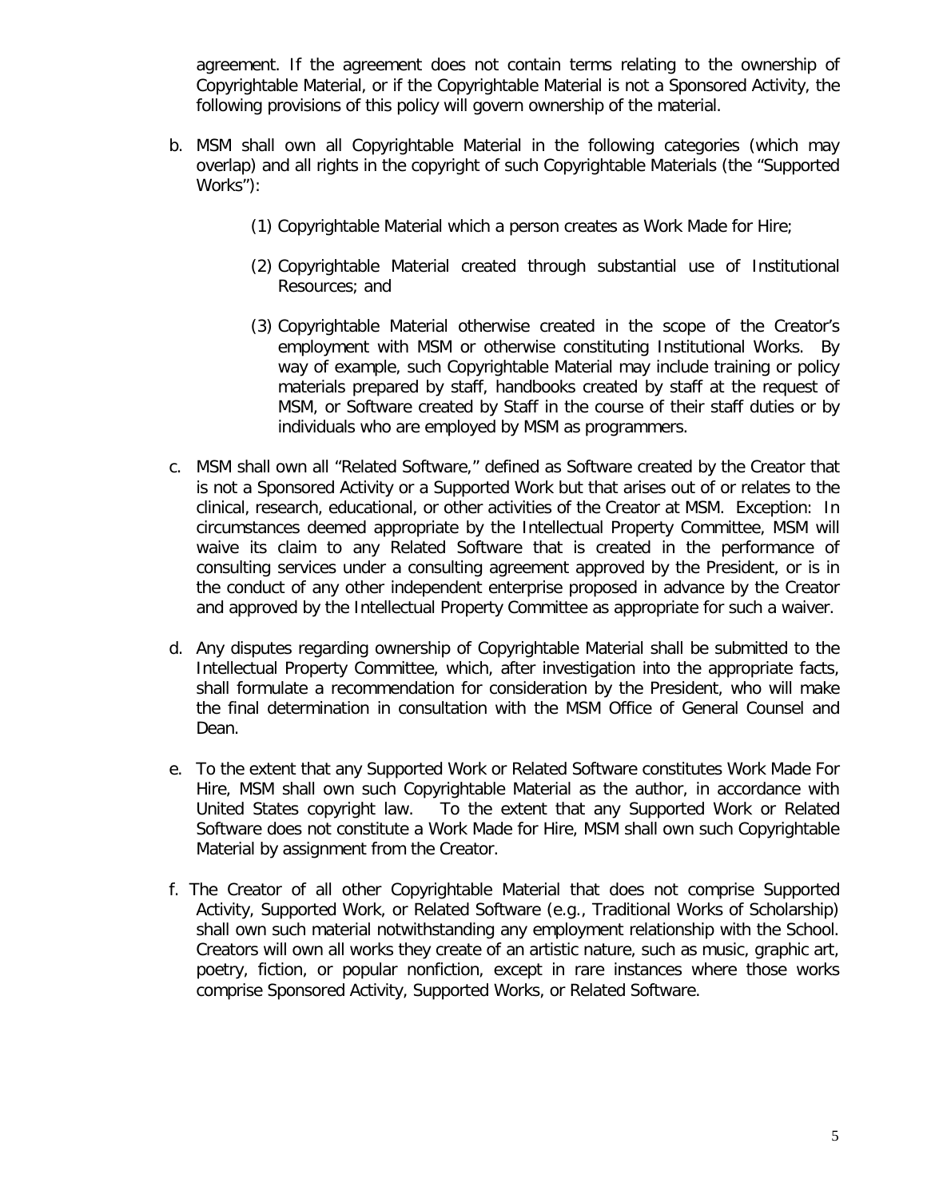agreement. If the agreement does not contain terms relating to the ownership of Copyrightable Material, or if the Copyrightable Material is not a Sponsored Activity, the following provisions of this policy will govern ownership of the material.

b. MSM shall own all Copyrightable Material in the following categories (which may overlap) and all rights in the copyright of such Copyrightable Materials (the "Supported Works"):

   (1) Copyrightable Material which a person creates as Work Made for Hire;

   (2) Copyrightable Material created through substantial use of Institutional Resources; and

   (3) Copyrightable Material otherwise created in the scope of the Creator's employment with MSM or otherwise constituting Institutional Works. By way of example, such Copyrightable Material may include training or policy materials prepared by staff, handbooks created by staff at the request of MSM, or Software created by Staff in the course of their staff duties or by individuals who are employed by MSM as programmers.

c. MSM shall own all "Related Software," defined as Software created by the Creator that is not a Sponsored Activity or a Supported Work but that arises out of or relates to the clinical, research, educational, or other activities of the Creator at MSM. Exception: In circumstances deemed appropriate by the Intellectual Property Committee, MSM will waive its claim to any Related Software that is created in the performance of consulting services under a consulting agreement approved by the President, or is in the conduct of any other independent enterprise proposed in advance by the Creator and approved by the Intellectual Property Committee as appropriate for such a waiver.

d. Any disputes regarding ownership of Copyrightable Material shall be submitted to the Intellectual Property Committee, which, after investigation into the appropriate facts, shall formulate a recommendation for consideration by the President, who will make the final determination in consultation with the MSM Office of General Counsel and Dean.

e. To the extent that any Supported Work or Related Software constitutes Work Made For Hire, MSM shall own such Copyrightable Material as the author, in accordance with United States copyright law. To the extent that any Supported Work or Related Software does not constitute a Work Made for Hire, MSM shall own such Copyrightable Material by assignment from the Creator.

f. The Creator of all other Copyrightable Material that does not comprise Supported Activity, Supported Work, or Related Software (e.g., Traditional Works of Scholarship) shall own such material notwithstanding any employment relationship with the School. Creators will own all works they create of an artistic nature, such as music, graphic art, poetry, fiction, or popular nonfiction, except in rare instances where those works comprise Sponsored Activity, Supported Works, or Related Software.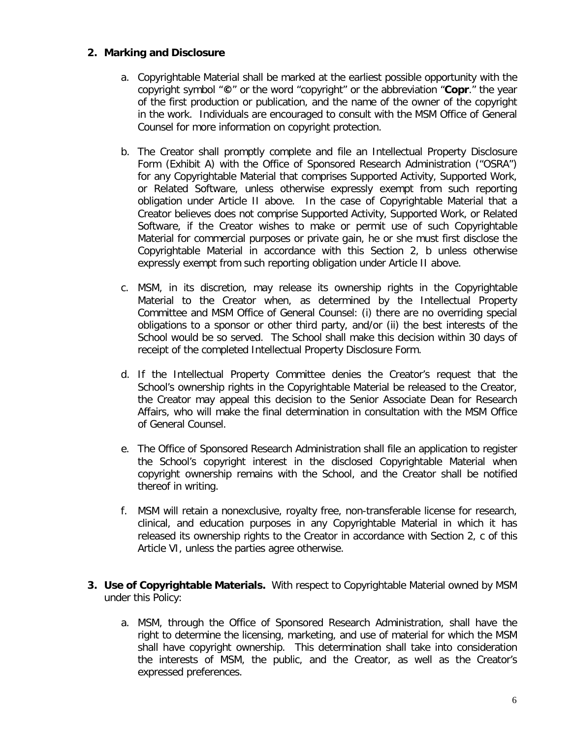2. **Marking and Disclosure**

    a. Copyrightable Material shall be marked at the earliest possible opportunity with the copyright symbol "**©**" or the word "copyright" or the abbreviation "**Copr**." the year of the first production or publication, and the name of the owner of the copyright in the work. Individuals are encouraged to consult with the MSM Office of General Counsel for more information on copyright protection.

    b. The Creator shall promptly complete and file an Intellectual Property Disclosure Form (Exhibit A) with the Office of Sponsored Research Administration ("OSRA") for any Copyrightable Material that comprises Supported Activity, Supported Work, or Related Software, unless otherwise expressly exempt from such reporting obligation under Article II above. In the case of Copyrightable Material that a Creator believes does not comprise Supported Activity, Supported Work, or Related Software, if the Creator wishes to make or permit use of such Copyrightable Material for commercial purposes or private gain, he or she must first disclose the Copyrightable Material in accordance with this Section 2, b unless otherwise expressly exempt from such reporting obligation under Article II above.

    c. MSM, in its discretion, may release its ownership rights in the Copyrightable Material to the Creator when, as determined by the Intellectual Property Committee and MSM Office of General Counsel: (i) there are no overriding special obligations to a sponsor or other third party, and/or (ii) the best interests of the School would be so served. The School shall make this decision within 30 days of receipt of the completed Intellectual Property Disclosure Form.

    d. If the Intellectual Property Committee denies the Creator's request that the School's ownership rights in the Copyrightable Material be released to the Creator, the Creator may appeal this decision to the Senior Associate Dean for Research Affairs, who will make the final determination in consultation with the MSM Office of General Counsel.

    e. The Office of Sponsored Research Administration shall file an application to register the School's copyright interest in the disclosed Copyrightable Material when copyright ownership remains with the School, and the Creator shall be notified thereof in writing.

    f. MSM will retain a nonexclusive, royalty free, non-transferable license for research, clinical, and education purposes in any Copyrightable Material in which it has released its ownership rights to the Creator in accordance with Section 2, c of this Article VI, unless the parties agree otherwise.

3. **Use of Copyrightable Materials.** With respect to Copyrightable Material owned by MSM under this Policy:

    a. MSM, through the Office of Sponsored Research Administration, shall have the right to determine the licensing, marketing, and use of material for which the MSM shall have copyright ownership. This determination shall take into consideration the interests of MSM, the public, and the Creator, as well as the Creator's expressed preferences.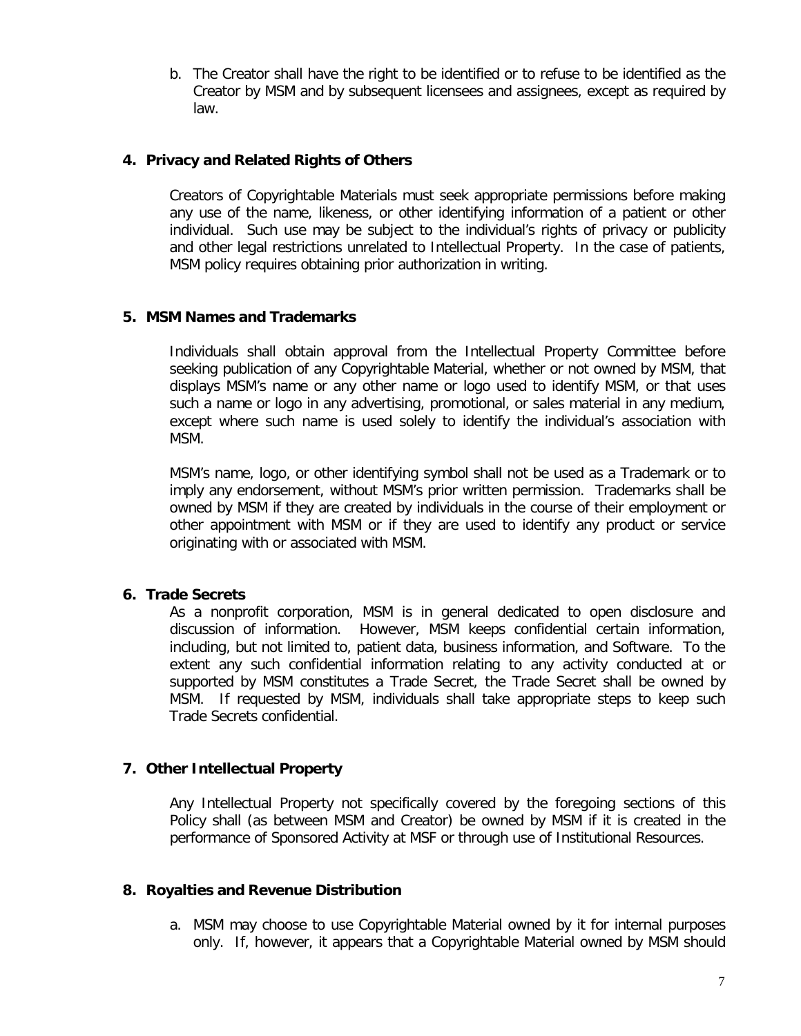b. The Creator shall have the right to be identified or to refuse to be identified as the Creator by MSM and by subsequent licensees and assignees, except as required by law.

## 4. Privacy and Related Rights of Others

Creators of Copyrightable Materials must seek appropriate permissions before making any use of the name, likeness, or other identifying information of a patient or other individual. Such use may be subject to the individual's rights of privacy or publicity and other legal restrictions unrelated to Intellectual Property. In the case of patients, MSM policy requires obtaining prior authorization in writing.

## 5. MSM Names and Trademarks

Individuals shall obtain approval from the Intellectual Property Committee before seeking publication of any Copyrightable Material, whether or not owned by MSM, that displays MSM's name or any other name or logo used to identify MSM, or that uses such a name or logo in any advertising, promotional, or sales material in any medium, except where such name is used solely to identify the individual's association with MSM.

MSM's name, logo, or other identifying symbol shall not be used as a Trademark or to imply any endorsement, without MSM's prior written permission. Trademarks shall be owned by MSM if they are created by individuals in the course of their employment or other appointment with MSM or if they are used to identify any product or service originating with or associated with MSM.

## 6. Trade Secrets

As a nonprofit corporation, MSM is in general dedicated to open disclosure and discussion of information. However, MSM keeps confidential certain information, including, but not limited to, patient data, business information, and Software. To the extent any such confidential information relating to any activity conducted at or supported by MSM constitutes a Trade Secret, the Trade Secret shall be owned by MSM. If requested by MSM, individuals shall take appropriate steps to keep such Trade Secrets confidential.

## 7. Other Intellectual Property

Any Intellectual Property not specifically covered by the foregoing sections of this Policy shall (as between MSM and Creator) be owned by MSM if it is created in the performance of Sponsored Activity at MSF or through use of Institutional Resources.

## 8. Royalties and Revenue Distribution

a. MSM may choose to use Copyrightable Material owned by it for internal purposes only. If, however, it appears that a Copyrightable Material owned by MSM should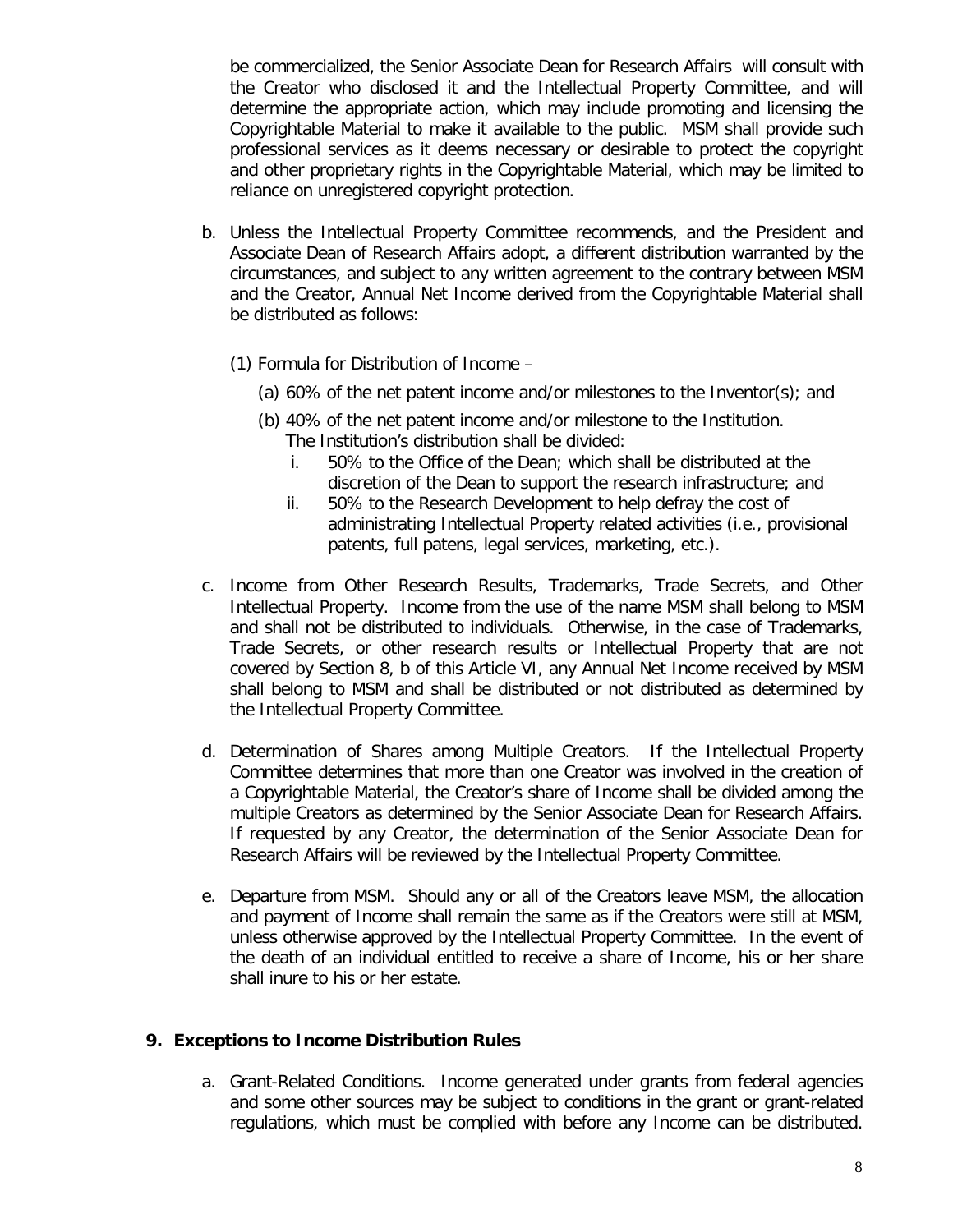be commercialized, the Senior Associate Dean for Research Affairs will consult with the Creator who disclosed it and the Intellectual Property Committee, and will determine the appropriate action, which may include promoting and licensing the Copyrightable Material to make it available to the public. MSM shall provide such professional services as it deems necessary or desirable to protect the copyright and other proprietary rights in the Copyrightable Material, which may be limited to reliance on unregistered copyright protection.

b. Unless the Intellectual Property Committee recommends, and the President and Associate Dean of Research Affairs adopt, a different distribution warranted by the circumstances, and subject to any written agreement to the contrary between MSM and the Creator, Annual Net Income derived from the Copyrightable Material shall be distributed as follows:

   (1) Formula for Distribution of Income –

      (a) 60% of the net patent income and/or milestones to the Inventor(s); and

      (b) 40% of the net patent income and/or milestone to the Institution. The Institution's distribution shall be divided:

         i. 50% to the Office of the Dean; which shall be distributed at the discretion of the Dean to support the research infrastructure; and

         ii. 50% to the Research Development to help defray the cost of administrating Intellectual Property related activities (i.e., provisional patents, full patens, legal services, marketing, etc.).

c. Income from Other Research Results, Trademarks, Trade Secrets, and Other Intellectual Property. Income from the use of the name MSM shall belong to MSM and shall not be distributed to individuals. Otherwise, in the case of Trademarks, Trade Secrets, or other research results or Intellectual Property that are not covered by Section 8, b of this Article VI, any Annual Net Income received by MSM shall belong to MSM and shall be distributed or not distributed as determined by the Intellectual Property Committee.

d. Determination of Shares among Multiple Creators. If the Intellectual Property Committee determines that more than one Creator was involved in the creation of a Copyrightable Material, the Creator's share of Income shall be divided among the multiple Creators as determined by the Senior Associate Dean for Research Affairs. If requested by any Creator, the determination of the Senior Associate Dean for Research Affairs will be reviewed by the Intellectual Property Committee.

e. Departure from MSM. Should any or all of the Creators leave MSM, the allocation and payment of Income shall remain the same as if the Creators were still at MSM, unless otherwise approved by the Intellectual Property Committee. In the event of the death of an individual entitled to receive a share of Income, his or her share shall inure to his or her estate.

## 9. Exceptions to Income Distribution Rules

a. Grant-Related Conditions. Income generated under grants from federal agencies and some other sources may be subject to conditions in the grant or grant-related regulations, which must be complied with before any Income can be distributed.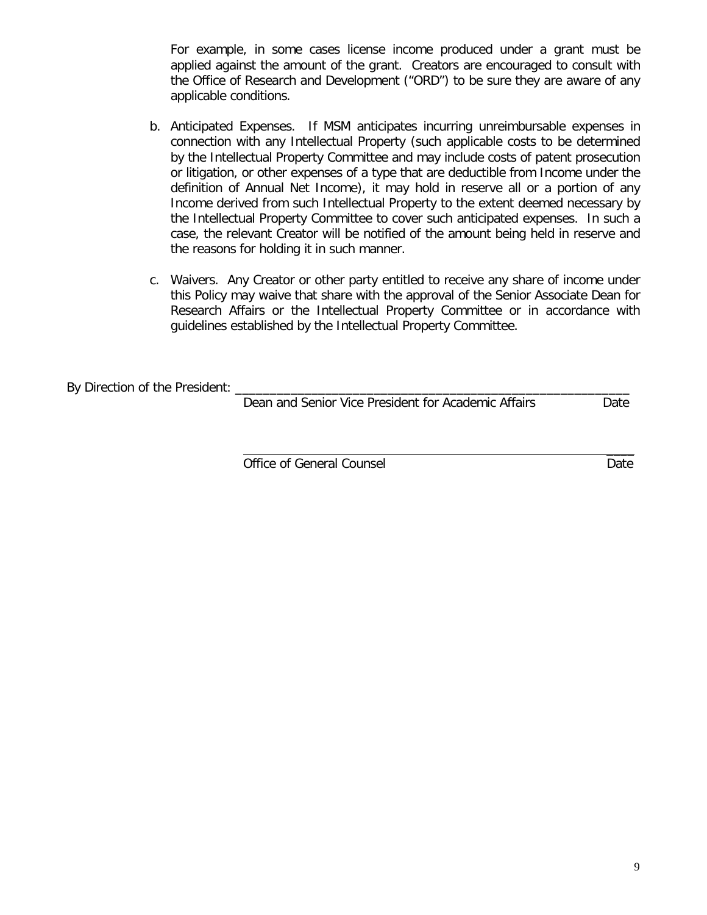For example, in some cases license income produced under a grant must be applied against the amount of the grant. Creators are encouraged to consult with the Office of Research and Development ("ORD") to be sure they are aware of any applicable conditions.

b. Anticipated Expenses. If MSM anticipates incurring unreimbursable expenses in connection with any Intellectual Property (such applicable costs to be determined by the Intellectual Property Committee and may include costs of patent prosecution or litigation, or other expenses of a type that are deductible from Income under the definition of Annual Net Income), it may hold in reserve all or a portion of any Income derived from such Intellectual Property to the extent deemed necessary by the Intellectual Property Committee to cover such anticipated expenses. In such a case, the relevant Creator will be notified of the amount being held in reserve and the reasons for holding it in such manner.

c. Waivers. Any Creator or other party entitled to receive any share of income under this Policy may waive that share with the approval of the Senior Associate Dean for Research Affairs or the Intellectual Property Committee or in accordance with guidelines established by the Intellectual Property Committee.

By Direction of the President: ____________________________________________________________

Dean and Senior Vice President for Academic Affairs Date

____________________________________________________________

Office of General Counsel Date